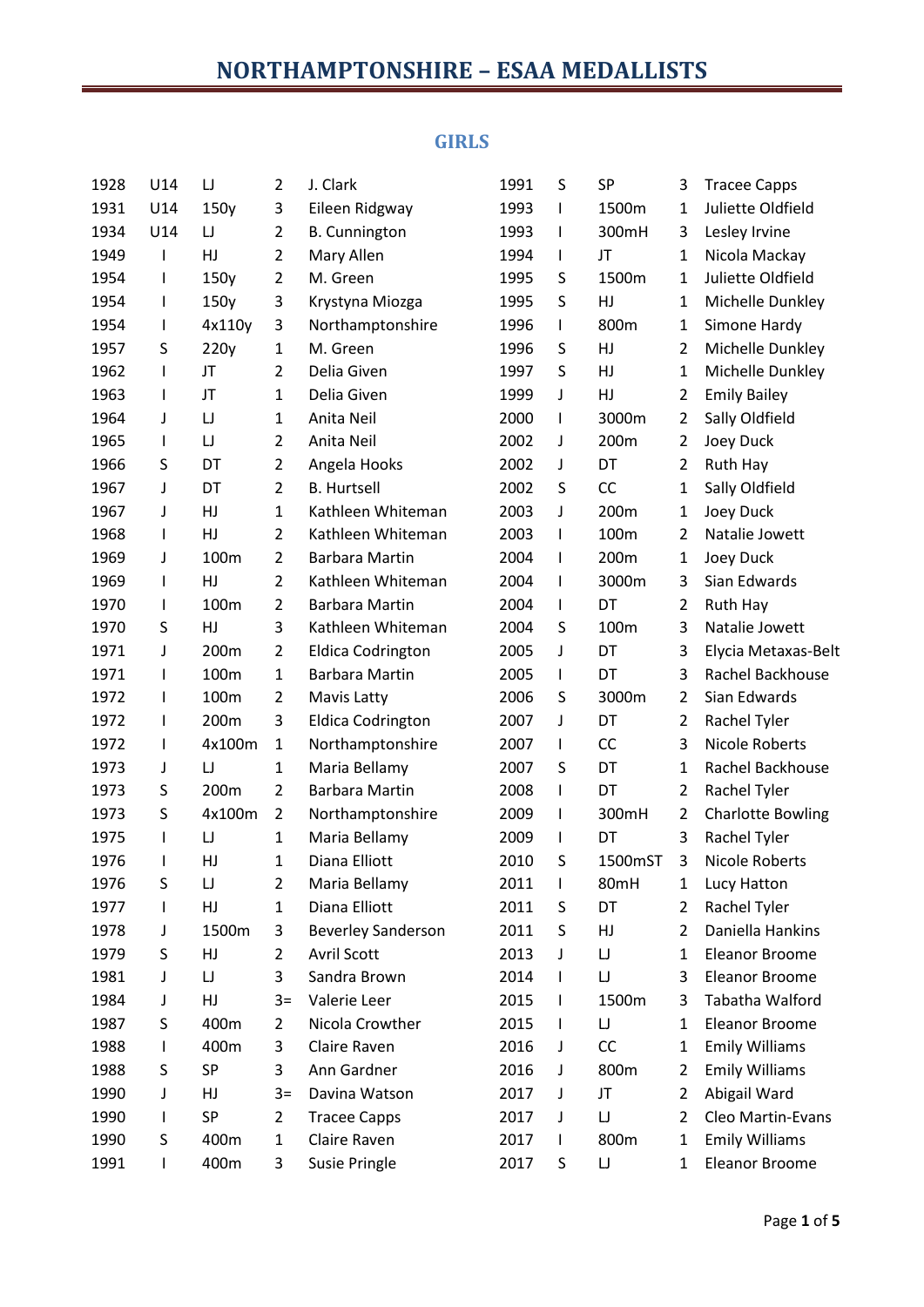# NORTHAMPTONSHIRE – ESAA MEDALLISTS

## GIRLS

| | | | | |
|---|---|---|---|---|
| 1928 | U14 | LJ | 2 | J. Clark |
| 1931 | U14 | 150y | 3 | Eileen Ridgway |
| 1934 | U14 | LJ | 2 | B. Cunnington |
| 1949 | I | HJ | 2 | Mary Allen |
| 1954 | I | 150y | 2 | M. Green |
| 1954 | I | 150y | 3 | Krystyna Miozga |
| 1954 | I | 4x110y | 3 | Northamptonshire |
| 1957 | S | 220y | 1 | M. Green |
| 1962 | I | JT | 2 | Delia Given |
| 1963 | I | JT | 1 | Delia Given |
| 1964 | J | LJ | 1 | Anita Neil |
| 1965 | I | LJ | 2 | Anita Neil |
| 1966 | S | DT | 2 | Angela Hooks |
| 1967 | J | DT | 2 | B. Hurtsell |
| 1967 | J | HJ | 1 | Kathleen Whiteman |
| 1968 | I | HJ | 2 | Kathleen Whiteman |
| 1969 | J | 100m | 2 | Barbara Martin |
| 1969 | I | HJ | 2 | Kathleen Whiteman |
| 1970 | I | 100m | 2 | Barbara Martin |
| 1970 | S | HJ | 3 | Kathleen Whiteman |
| 1971 | J | 200m | 2 | Eldica Codrington |
| 1971 | I | 100m | 1 | Barbara Martin |
| 1972 | I | 100m | 2 | Mavis Latty |
| 1972 | I | 200m | 3 | Eldica Codrington |
| 1972 | I | 4x100m | 1 | Northamptonshire |
| 1973 | J | LJ | 1 | Maria Bellamy |
| 1973 | S | 200m | 2 | Barbara Martin |
| 1973 | S | 4x100m | 2 | Northamptonshire |
| 1975 | I | LJ | 1 | Maria Bellamy |
| 1976 | I | HJ | 1 | Diana Elliott |
| 1976 | S | LJ | 2 | Maria Bellamy |
| 1977 | I | HJ | 1 | Diana Elliott |
| 1978 | J | 1500m | 3 | Beverley Sanderson |
| 1979 | S | HJ | 2 | Avril Scott |
| 1981 | J | LJ | 3 | Sandra Brown |
| 1984 | J | HJ | 3= | Valerie Leer |
| 1987 | S | 400m | 2 | Nicola Crowther |
| 1988 | I | 400m | 3 | Claire Raven |
| 1988 | S | SP | 3 | Ann Gardner |
| 1990 | J | HJ | 3= | Davina Watson |
| 1990 | I | SP | 2 | Tracee Capps |
| 1990 | S | 400m | 1 | Claire Raven |
| 1991 | I | 400m | 3 | Susie Pringle |
| 1991 | S | SP | 3 | Tracee Capps |
| 1993 | I | 1500m | 1 | Juliette Oldfield |
| 1993 | I | 300mH | 3 | Lesley Irvine |
| 1994 | I | JT | 1 | Nicola Mackay |
| 1995 | S | 1500m | 1 | Juliette Oldfield |
| 1995 | S | HJ | 1 | Michelle Dunkley |
| 1996 | I | 800m | 1 | Simone Hardy |
| 1996 | S | HJ | 2 | Michelle Dunkley |
| 1997 | S | HJ | 1 | Michelle Dunkley |
| 1999 | J | HJ | 2 | Emily Bailey |
| 2000 | I | 3000m | 2 | Sally Oldfield |
| 2002 | J | 200m | 2 | Joey Duck |
| 2002 | J | DT | 2 | Ruth Hay |
| 2002 | S | CC | 1 | Sally Oldfield |
| 2003 | J | 200m | 1 | Joey Duck |
| 2003 | I | 100m | 2 | Natalie Jowett |
| 2004 | I | 200m | 1 | Joey Duck |
| 2004 | I | 3000m | 3 | Sian Edwards |
| 2004 | I | DT | 2 | Ruth Hay |
| 2004 | S | 100m | 3 | Natalie Jowett |
| 2005 | J | DT | 3 | Elycia Metaxas-Belt |
| 2005 | I | DT | 3 | Rachel Backhouse |
| 2006 | S | 3000m | 2 | Sian Edwards |
| 2007 | J | DT | 2 | Rachel Tyler |
| 2007 | I | CC | 3 | Nicole Roberts |
| 2007 | S | DT | 1 | Rachel Backhouse |
| 2008 | I | DT | 2 | Rachel Tyler |
| 2009 | I | 300mH | 2 | Charlotte Bowling |
| 2009 | I | DT | 3 | Rachel Tyler |
| 2010 | S | 1500mST | 3 | Nicole Roberts |
| 2011 | I | 80mH | 1 | Lucy Hatton |
| 2011 | S | DT | 2 | Rachel Tyler |
| 2011 | S | HJ | 2 | Daniella Hankins |
| 2013 | J | LJ | 1 | Eleanor Broome |
| 2014 | I | LJ | 3 | Eleanor Broome |
| 2015 | I | 1500m | 3 | Tabatha Walford |
| 2015 | I | LJ | 1 | Eleanor Broome |
| 2016 | J | CC | 1 | Emily Williams |
| 2016 | J | 800m | 2 | Emily Williams |
| 2017 | J | JT | 2 | Abigail Ward |
| 2017 | J | LJ | 2 | Cleo Martin-Evans |
| 2017 | I | 800m | 1 | Emily Williams |
| 2017 | S | LJ | 1 | Eleanor Broome |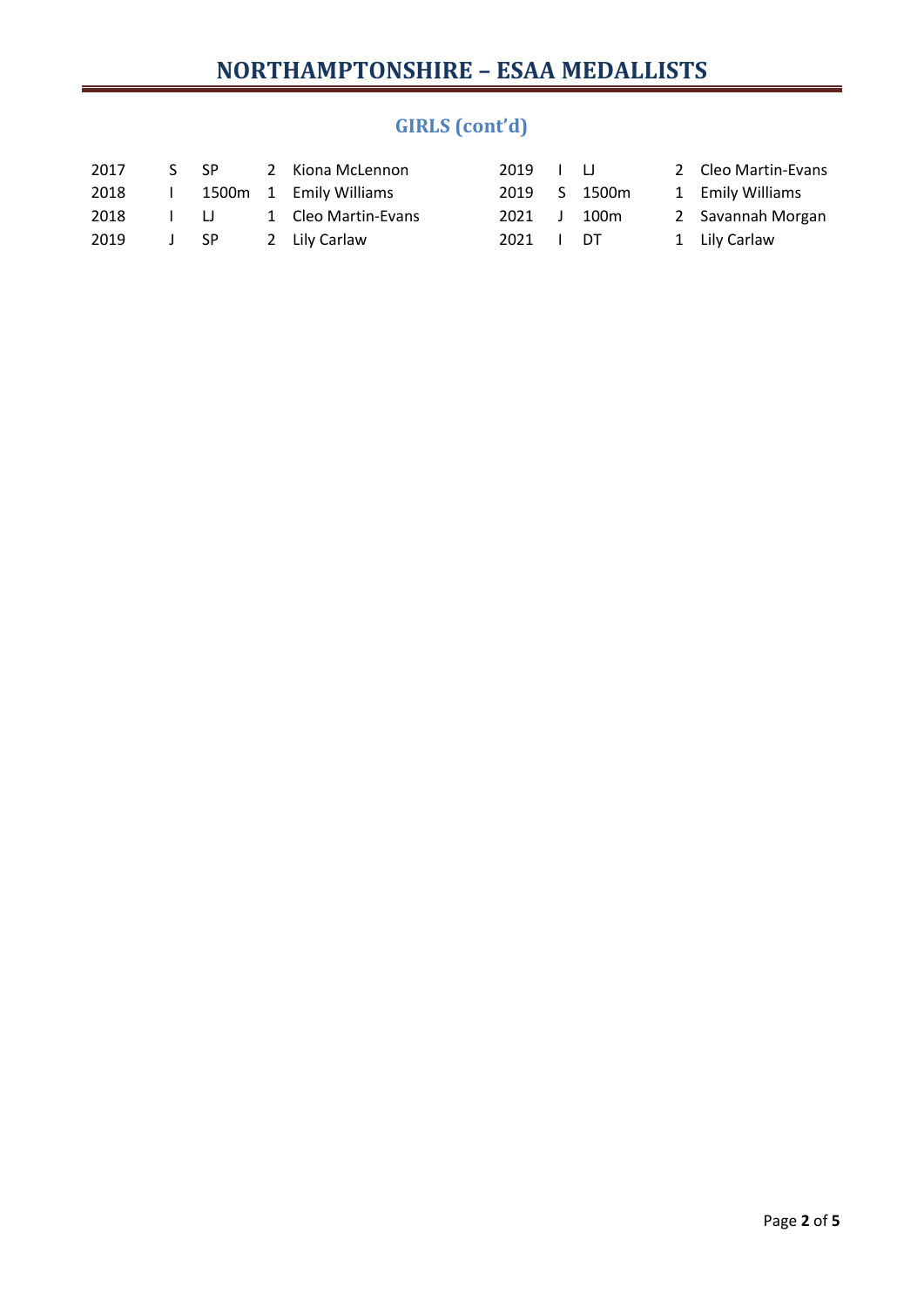# NORTHAMPTONSHIRE – ESAA MEDALLISTS

## GIRLS (cont'd)

| | | | | |
|---|---|---|---|---|
| 2017 | S | SP | 2 | Kiona McLennon |
| 2018 | I | 1500m | 1 | Emily Williams |
| 2018 | I | LJ | 1 | Cleo Martin-Evans |
| 2019 | J | SP | 2 | Lily Carlaw |
| 2019 | I | LJ | 2 | Cleo Martin-Evans |
| 2019 | S | 1500m | 1 | Emily Williams |
| 2021 | J | 100m | 2 | Savannah Morgan |
| 2021 | I | DT | 1 | Lily Carlaw |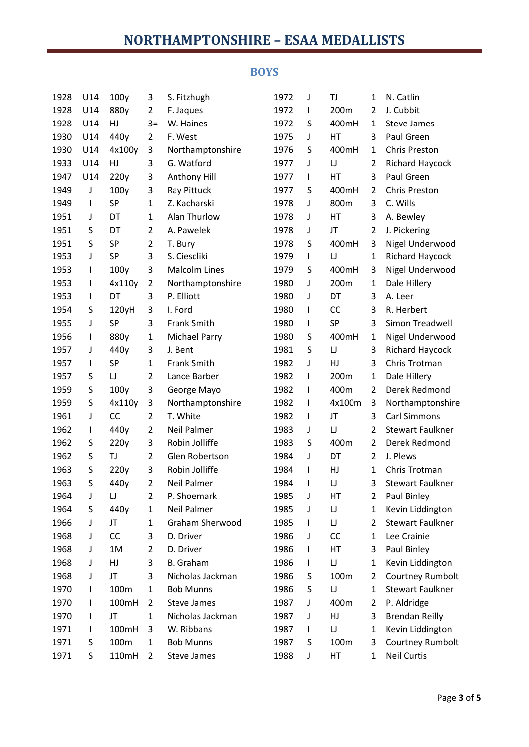# NORTHAMPTONSHIRE – ESAA MEDALLISTS

## BOYS

| | | | | |
|---|---|---|---|---|
| 1928 | U14 | 100y | 3 | S. Fitzhugh |
| 1928 | U14 | 880y | 2 | F. Jaques |
| 1928 | U14 | HJ | 3= | W. Haines |
| 1930 | U14 | 440y | 2 | F. West |
| 1930 | U14 | 4x100y | 3 | Northamptonshire |
| 1933 | U14 | HJ | 3 | G. Watford |
| 1947 | U14 | 220y | 3 | Anthony Hill |
| 1949 | J | 100y | 3 | Ray Pittuck |
| 1949 | I | SP | 1 | Z. Kacharski |
| 1951 | J | DT | 1 | Alan Thurlow |
| 1951 | S | DT | 2 | A. Pawelek |
| 1951 | S | SP | 2 | T. Bury |
| 1953 | J | SP | 3 | S. Ciesclìki |
| 1953 | I | 100y | 3 | Malcolm Lines |
| 1953 | I | 4x110y | 2 | Northamptonshire |
| 1953 | I | DT | 3 | P. Elliott |
| 1954 | S | 120yH | 3 | I. Ford |
| 1955 | J | SP | 3 | Frank Smith |
| 1956 | I | 880y | 1 | Michael Parry |
| 1957 | J | 440y | 3 | J. Bent |
| 1957 | I | SP | 1 | Frank Smith |
| 1957 | S | LJ | 2 | Lance Barber |
| 1959 | S | 100y | 3 | George Mayo |
| 1959 | S | 4x110y | 3 | Northamptonshire |
| 1961 | J | CC | 2 | T. White |
| 1962 | I | 440y | 2 | Neil Palmer |
| 1962 | S | 220y | 3 | Robin Jolliffe |
| 1962 | S | TJ | 2 | Glen Robertson |
| 1963 | S | 220y | 3 | Robin Jolliffe |
| 1963 | S | 440y | 2 | Neil Palmer |
| 1964 | J | LJ | 2 | P. Shoemark |
| 1964 | S | 440y | 1 | Neil Palmer |
| 1966 | J | JT | 1 | Graham Sherwood |
| 1968 | J | CC | 3 | D. Driver |
| 1968 | J | 1M | 2 | D. Driver |
| 1968 | J | HJ | 3 | B. Graham |
| 1968 | J | JT | 3 | Nicholas Jackman |
| 1970 | I | 100m | 1 | Bob Munns |
| 1970 | I | 100mH | 2 | Steve James |
| 1970 | I | JT | 1 | Nicholas Jackman |
| 1971 | I | 100mH | 3 | W. Ribbans |
| 1971 | S | 100m | 1 | Bob Munns |
| 1971 | S | 110mH | 2 | Steve James |
| 1972 | J | TJ | 1 | N. Catlin |
| 1972 | I | 200m | 2 | J. Cubbit |
| 1972 | S | 400mH | 1 | Steve James |
| 1975 | J | HT | 3 | Paul Green |
| 1976 | S | 400mH | 1 | Chris Preston |
| 1977 | J | LJ | 2 | Richard Haycock |
| 1977 | I | HT | 3 | Paul Green |
| 1977 | S | 400mH | 2 | Chris Preston |
| 1978 | J | 800m | 3 | C. Wills |
| 1978 | J | HT | 3 | A. Bewley |
| 1978 | J | JT | 2 | J. Pickering |
| 1978 | S | 400mH | 3 | Nigel Underwood |
| 1979 | I | LJ | 1 | Richard Haycock |
| 1979 | S | 400mH | 3 | Nigel Underwood |
| 1980 | J | 200m | 1 | Dale Hillery |
| 1980 | J | DT | 3 | A. Leer |
| 1980 | I | CC | 3 | R. Herbert |
| 1980 | I | SP | 3 | Simon Treadwell |
| 1980 | S | 400mH | 1 | Nigel Underwood |
| 1981 | S | LJ | 3 | Richard Haycock |
| 1982 | J | HJ | 3 | Chris Trotman |
| 1982 | I | 200m | 1 | Dale Hillery |
| 1982 | I | 400m | 2 | Derek Redmond |
| 1982 | I | 4x100m | 3 | Northamptonshire |
| 1982 | I | JT | 3 | Carl Simmons |
| 1983 | J | LJ | 2 | Stewart Faulkner |
| 1983 | S | 400m | 2 | Derek Redmond |
| 1984 | J | DT | 2 | J. Plews |
| 1984 | I | HJ | 1 | Chris Trotman |
| 1984 | I | LJ | 3 | Stewart Faulkner |
| 1985 | J | HT | 2 | Paul Binley |
| 1985 | J | LJ | 1 | Kevin Liddington |
| 1985 | I | LJ | 2 | Stewart Faulkner |
| 1986 | J | CC | 1 | Lee Crainie |
| 1986 | I | HT | 3 | Paul Binley |
| 1986 | I | LJ | 1 | Kevin Liddington |
| 1986 | S | 100m | 2 | Courtney Rumbolt |
| 1986 | S | LJ | 1 | Stewart Faulkner |
| 1987 | J | 400m | 2 | P. Aldridge |
| 1987 | J | HJ | 3 | Brendan Reilly |
| 1987 | I | LJ | 1 | Kevin Liddington |
| 1987 | S | 100m | 3 | Courtney Rumbolt |
| 1988 | J | HT | 1 | Neil Curtis |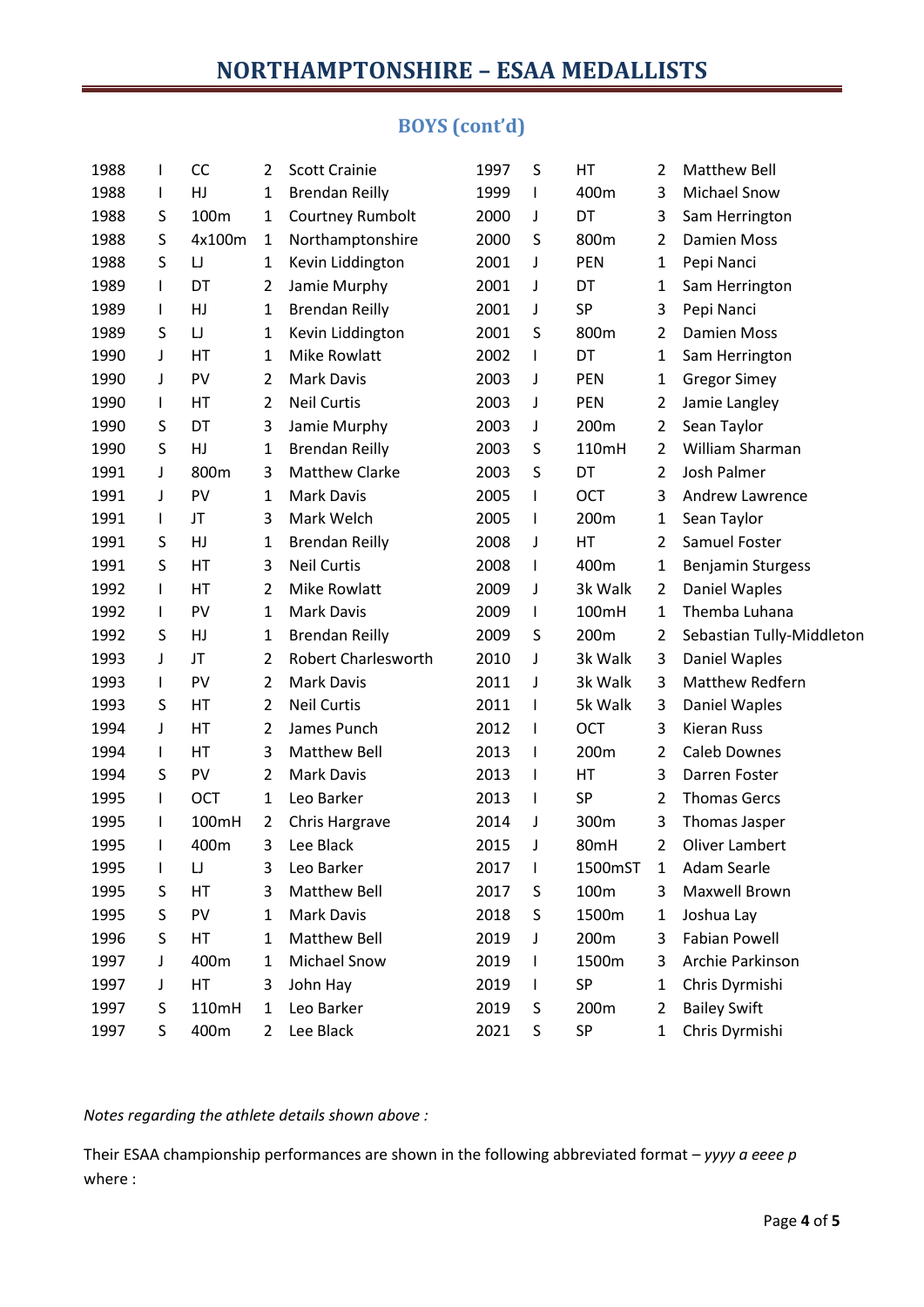# NORTHAMPTONSHIRE – ESAA MEDALLISTS

## BOYS (cont'd)

| | | | | | | | | | |
|---|---|---|---|---|---|---|---|---|---|
| 1988 | I | CC | 2 | Scott Crainie | 1997 | S | HT | 2 | Matthew Bell |
| 1988 | I | HJ | 1 | Brendan Reilly | 1999 | I | 400m | 3 | Michael Snow |
| 1988 | S | 100m | 1 | Courtney Rumbolt | 2000 | J | DT | 3 | Sam Herrington |
| 1988 | S | 4x100m | 1 | Northamptonshire | 2000 | S | 800m | 2 | Damien Moss |
| 1988 | S | LJ | 1 | Kevin Liddington | 2001 | J | PEN | 1 | Pepi Nanci |
| 1989 | I | DT | 2 | Jamie Murphy | 2001 | J | DT | 1 | Sam Herrington |
| 1989 | I | HJ | 1 | Brendan Reilly | 2001 | J | SP | 3 | Pepi Nanci |
| 1989 | S | LJ | 1 | Kevin Liddington | 2001 | S | 800m | 2 | Damien Moss |
| 1990 | J | HT | 1 | Mike Rowlatt | 2002 | I | DT | 1 | Sam Herrington |
| 1990 | J | PV | 2 | Mark Davis | 2003 | J | PEN | 1 | Gregor Simey |
| 1990 | I | HT | 2 | Neil Curtis | 2003 | J | PEN | 2 | Jamie Langley |
| 1990 | S | DT | 3 | Jamie Murphy | 2003 | J | 200m | 2 | Sean Taylor |
| 1990 | S | HJ | 1 | Brendan Reilly | 2003 | S | 110mH | 2 | William Sharman |
| 1991 | J | 800m | 3 | Matthew Clarke | 2003 | S | DT | 2 | Josh Palmer |
| 1991 | J | PV | 1 | Mark Davis | 2005 | I | OCT | 3 | Andrew Lawrence |
| 1991 | I | JT | 3 | Mark Welch | 2005 | I | 200m | 1 | Sean Taylor |
| 1991 | S | HJ | 1 | Brendan Reilly | 2008 | J | HT | 2 | Samuel Foster |
| 1991 | S | HT | 3 | Neil Curtis | 2008 | I | 400m | 1 | Benjamin Sturgess |
| 1992 | I | HT | 2 | Mike Rowlatt | 2009 | J | 3k Walk | 2 | Daniel Waples |
| 1992 | I | PV | 1 | Mark Davis | 2009 | I | 100mH | 1 | Themba Luhana |
| 1992 | S | HJ | 1 | Brendan Reilly | 2009 | S | 200m | 2 | Sebastian Tully-Middleton |
| 1993 | J | JT | 2 | Robert Charlesworth | 2010 | J | 3k Walk | 3 | Daniel Waples |
| 1993 | I | PV | 2 | Mark Davis | 2011 | J | 3k Walk | 3 | Matthew Redfern |
| 1993 | S | HT | 2 | Neil Curtis | 2011 | I | 5k Walk | 3 | Daniel Waples |
| 1994 | J | HT | 2 | James Punch | 2012 | I | OCT | 3 | Kieran Russ |
| 1994 | I | HT | 3 | Matthew Bell | 2013 | I | 200m | 2 | Caleb Downes |
| 1994 | S | PV | 2 | Mark Davis | 2013 | I | HT | 3 | Darren Foster |
| 1995 | I | OCT | 1 | Leo Barker | 2013 | I | SP | 2 | Thomas Gercs |
| 1995 | I | 100mH | 2 | Chris Hargrave | 2014 | J | 300m | 3 | Thomas Jasper |
| 1995 | I | 400m | 3 | Lee Black | 2015 | J | 80mH | 2 | Oliver Lambert |
| 1995 | I | LJ | 3 | Leo Barker | 2017 | I | 1500mST | 1 | Adam Searle |
| 1995 | S | HT | 3 | Matthew Bell | 2017 | S | 100m | 3 | Maxwell Brown |
| 1995 | S | PV | 1 | Mark Davis | 2018 | S | 1500m | 1 | Joshua Lay |
| 1996 | S | HT | 1 | Matthew Bell | 2019 | J | 200m | 3 | Fabian Powell |
| 1997 | J | 400m | 1 | Michael Snow | 2019 | I | 1500m | 3 | Archie Parkinson |
| 1997 | J | HT | 3 | John Hay | 2019 | I | SP | 1 | Chris Dyrmishi |
| 1997 | S | 110mH | 1 | Leo Barker | 2019 | S | 200m | 2 | Bailey Swift |
| 1997 | S | 400m | 2 | Lee Black | 2021 | S | SP | 1 | Chris Dyrmishi |

*Notes regarding the athlete details shown above :*

Their ESAA championship performances are shown in the following abbreviated format – *yyyy a eeee p* where :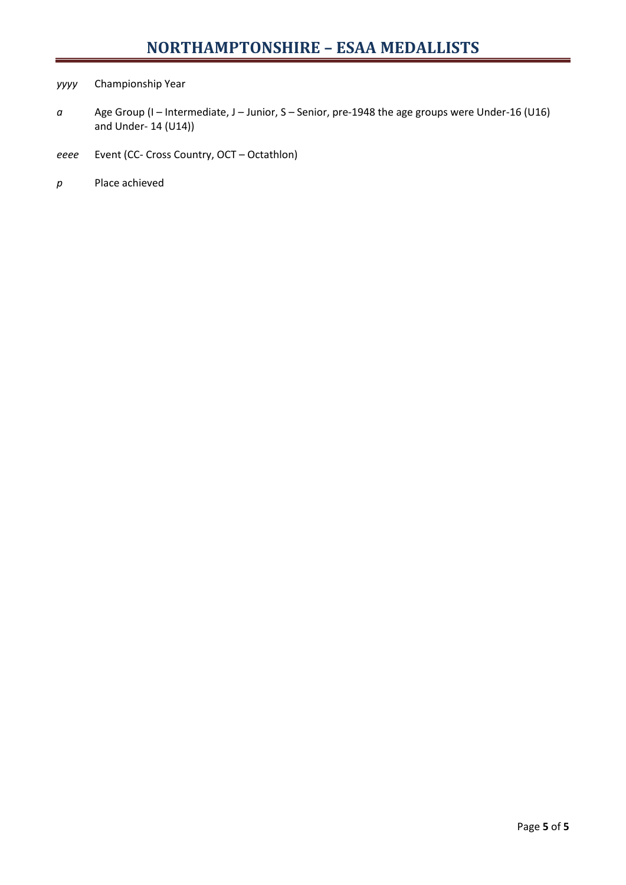*yyyy* Championship Year

*a* Age Group (I – Intermediate, J – Junior, S – Senior, pre-1948 the age groups were Under-16 (U16) and Under- 14 (U14))

*eeee* Event (CC- Cross Country, OCT – Octathlon)

*p* Place achieved